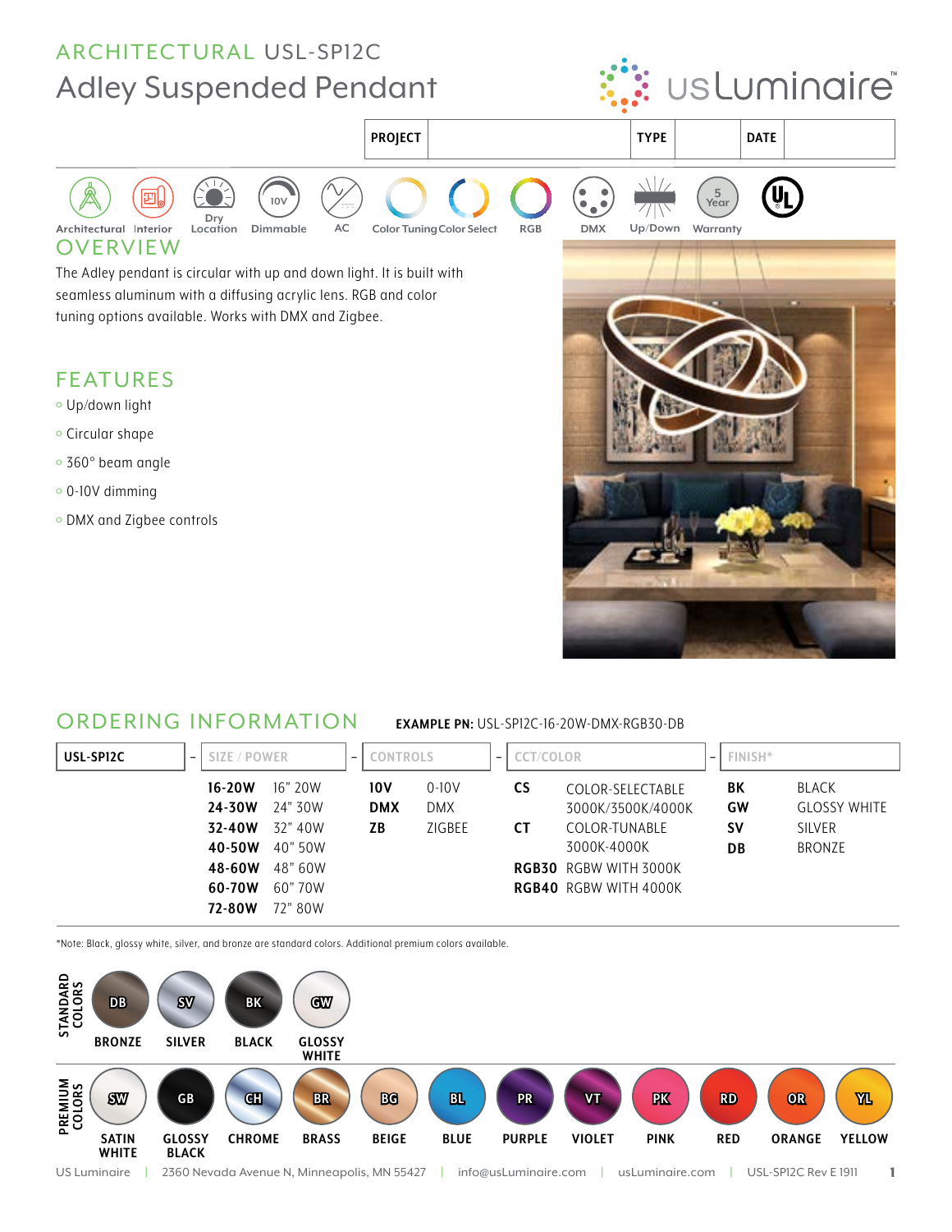ARCHITECTURAL USL-SP12C

# Adley Suspended Pendant

usLuminaire™

| PROJECT | | TYPE | | DATE | |
|---|---|---|---|---|---|

Architectural | Interior | Dry Location | Dimmable | AC | Color Tuning | Color Select | RGB | DMX | Up/Down | Warranty (5 Year) | UL

## OVERVIEW

The Adley pendant is circular with up and down light. It is built with seamless aluminum with a diffusing acrylic lens. RGB and color tuning options available. Works with DMX and Zigbee.

## FEATURES

- Up/down light
- Circular shape
- 360° beam angle
- 0-10V dimming
- DMX and Zigbee controls

## ORDERING INFORMATION

**EXAMPLE PN:** USL-SP12C-16-20W-DMX-RGB30-DB

| USL-SP12C | SIZE / POWER | | CONTROLS | | CCT/COLOR | | FINISH* | |
|---|---|---|---|---|---|---|---|---|
| | **16-20W** | 16" 20W | **10V** | 0-10V | **CS** | COLOR-SELECTABLE 3000K/3500K/4000K | **BK** | BLACK |
| | **24-30W** | 24" 30W | **DMX** | DMX | **CT** | COLOR-TUNABLE 3000K-4000K | **GW** | GLOSSY WHITE |
| | **32-40W** | 32" 40W | **ZB** | ZIGBEE | **RGB30** | RGBW WITH 3000K | **SV** | SILVER |
| | **40-50W** | 40" 50W | | | **RGB40** | RGBW WITH 4000K | **DB** | BRONZE |
| | **48-60W** | 48" 60W | | | | | | |
| | **60-70W** | 60" 70W | | | | | | |
| | **72-80W** | 72" 80W | | | | | | |

*Note: Black, glossy white, silver, and bronze are standard colors. Additional premium colors available.

**STANDARD COLORS**

| DB | SV | BK | GW |
|---|---|---|---|
| BRONZE | SILVER | BLACK | GLOSSY WHITE |

**PREMIUM COLORS**

| SW | GB | CH | BR | BG | BL | PR | VT | PK | RD | OR | YL |
|---|---|---|---|---|---|---|---|---|---|---|---|
| SATIN WHITE | GLOSSY BLACK | CHROME | BRASS | BEIGE | BLUE | PURPLE | VIOLET | PINK | RED | ORANGE | YELLOW |

US Luminaire | 2360 Nevada Avenue N, Minneapolis, MN 55427 | info@usLuminaire.com | usLuminaire.com | USL-SP12C Rev E 1911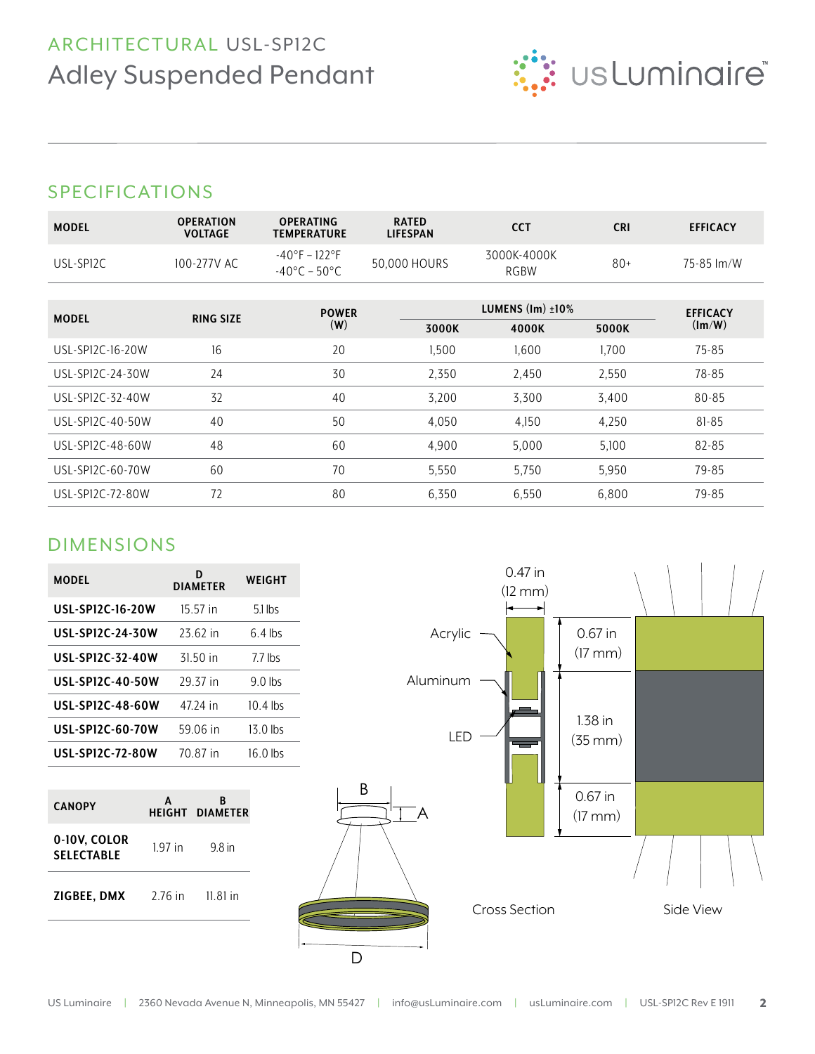ARCHITECTURAL USL-SP12C

# Adley Suspended Pendant

## SPECIFICATIONS

| MODEL | OPERATION VOLTAGE | OPERATING TEMPERATURE | RATED LIFESPAN | CCT | CRI | EFFICACY |
|---|---|---|---|---|---|---|
| USL-SP12C | 100-277V AC | -40°F – 122°F<br>-40°C – 50°C | 50,000 HOURS | 3000K-4000K<br>RGBW | 80+ | 75-85 lm/W |

| MODEL | RING SIZE | POWER (W) | LUMENS (lm) ±10% | | | EFFICACY (lm/W) |
|---|---|---|---|---|---|---|
| | | | 3000K | 4000K | 5000K | |
| USL-SP12C-16-20W | 16 | 20 | 1,500 | 1,600 | 1,700 | 75-85 |
| USL-SP12C-24-30W | 24 | 30 | 2,350 | 2,450 | 2,550 | 78-85 |
| USL-SP12C-32-40W | 32 | 40 | 3,200 | 3,300 | 3,400 | 80-85 |
| USL-SP12C-40-50W | 40 | 50 | 4,050 | 4,150 | 4,250 | 81-85 |
| USL-SP12C-48-60W | 48 | 60 | 4,900 | 5,000 | 5,100 | 82-85 |
| USL-SP12C-60-70W | 60 | 70 | 5,550 | 5,750 | 5,950 | 79-85 |
| USL-SP12C-72-80W | 72 | 80 | 6,350 | 6,550 | 6,800 | 79-85 |

## DIMENSIONS

| MODEL | D DIAMETER | WEIGHT |
|---|---|---|
| **USL-SP12C-16-20W** | 15.57 in | 5.1 lbs |
| **USL-SP12C-24-30W** | 23.62 in | 6.4 lbs |
| **USL-SP12C-32-40W** | 31.50 in | 7.7 lbs |
| **USL-SP12C-40-50W** | 29.37 in | 9.0 lbs |
| **USL-SP12C-48-60W** | 47.24 in | 10.4 lbs |
| **USL-SP12C-60-70W** | 59.06 in | 13.0 lbs |
| **USL-SP12C-72-80W** | 70.87 in | 16.0 lbs |

| CANOPY | A HEIGHT | B DIAMETER |
|---|---|---|
| **0-10V, COLOR SELECTABLE** | 1.97 in | 9.8 in |
| **ZIGBEE, DMX** | 2.76 in | 11.81 in |

B A D

Acrylic
Aluminum
LED

0.47 in (12 mm)
0.67 in (17 mm)
1.38 in (35 mm)
0.67 in (17 mm)

Cross Section

Side View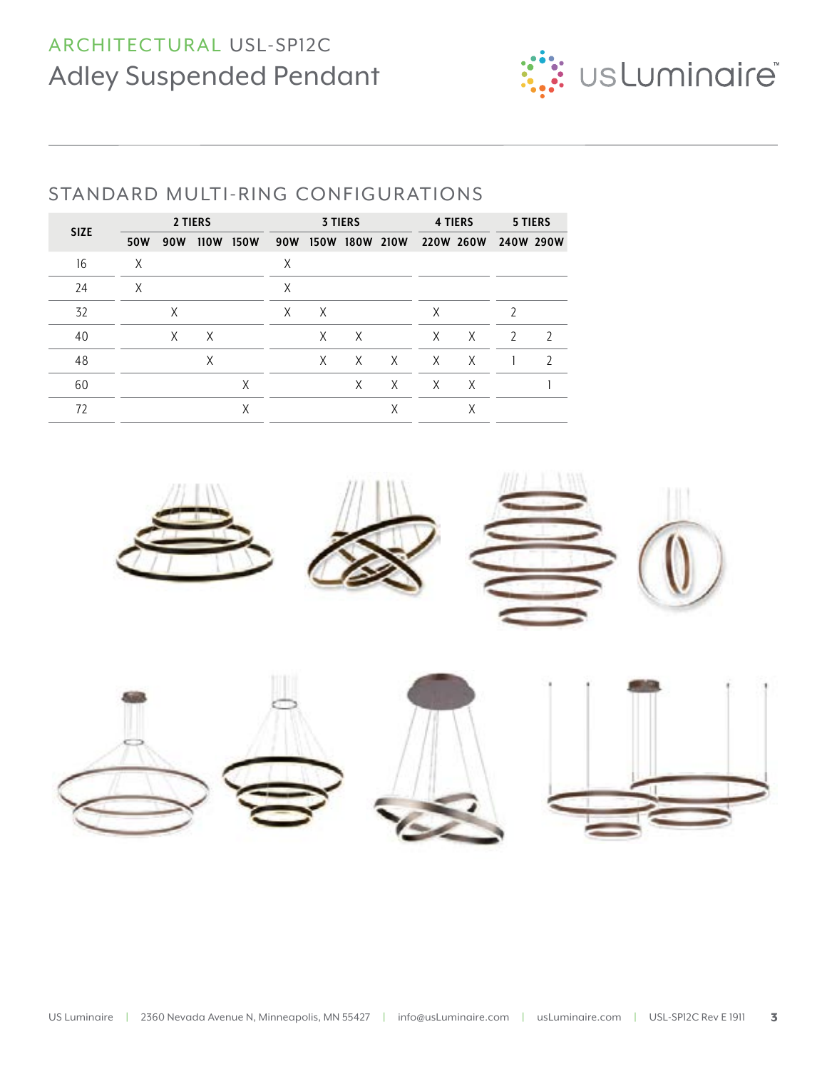ARCHITECTURAL USL-SP12C

# Adley Suspended Pendant

## STANDARD MULTI-RING CONFIGURATIONS

| SIZE | 2 TIERS | | | | 3 TIERS | | | | 4 TIERS | | 5 TIERS | |
|---|---|---|---|---|---|---|---|---|---|---|---|---|
| | 50W | 90W | 110W | 150W | 90W | 150W | 180W | 210W | 220W | 260W | 240W | 290W |
| 16 | X | | | | X | | | | | | | |
| 24 | X | | | | X | | | | | | | |
| 32 | | X | | | X | X | | | X | | 2 | |
| 40 | | X | X | | | X | X | | X | X | 2 | 2 |
| 48 | | | X | | | X | X | X | X | X | 1 | 2 |
| 60 | | | | X | | | X | X | X | X | | 1 |
| 72 | | | | X | | | | X | | X | | |